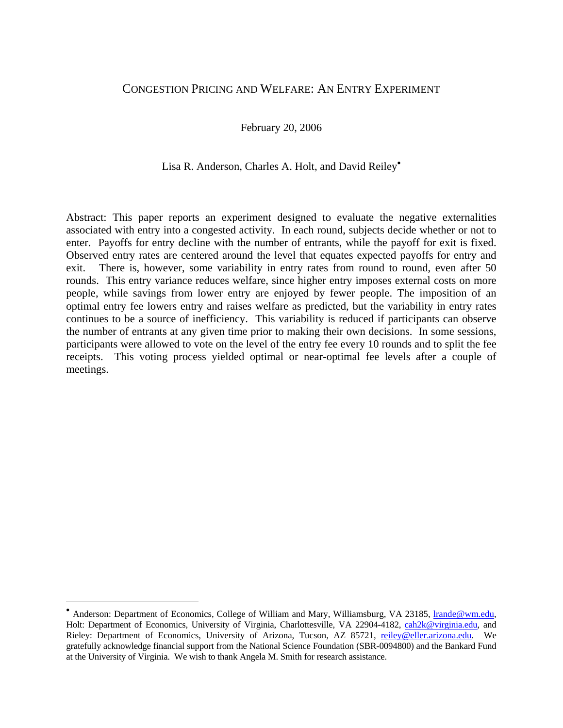# Congestion Pricing and Welfare: An Entry Experiment

February 20, 2006

Lisa R. Anderson, Charles A. Holt, and David Reiley[•]

Abstract: This paper reports an experiment designed to evaluate the negative externalities associated with entry into a congested activity. In each round, subjects decide whether or not to enter. Payoffs for entry decline with the number of entrants, while the payoff for exit is fixed. Observed entry rates are centered around the level that equates expected payoffs for entry and exit. There is, however, some variability in entry rates from round to round, even after 50 rounds. This entry variance reduces welfare, since higher entry imposes external costs on more people, while savings from lower entry are enjoyed by fewer people. The imposition of an optimal entry fee lowers entry and raises welfare as predicted, but the variability in entry rates continues to be a source of inefficiency. This variability is reduced if participants can observe the number of entrants at any given time prior to making their own decisions. In some sessions, participants were allowed to vote on the level of the entry fee every 10 rounds and to split the fee receipts. This voting process yielded optimal or near-optimal fee levels after a couple of meetings.

---

[•] Anderson: Department of Economics, College of William and Mary, Williamsburg, VA 23185, lrande@wm.edu, Holt: Department of Economics, University of Virginia, Charlottesville, VA 22904-4182, cah2k@virginia.edu, and Rieley: Department of Economics, University of Arizona, Tucson, AZ 85721, reiley@eller.arizona.edu. We gratefully acknowledge financial support from the National Science Foundation (SBR-0094800) and the Bankard Fund at the University of Virginia. We wish to thank Angela M. Smith for research assistance.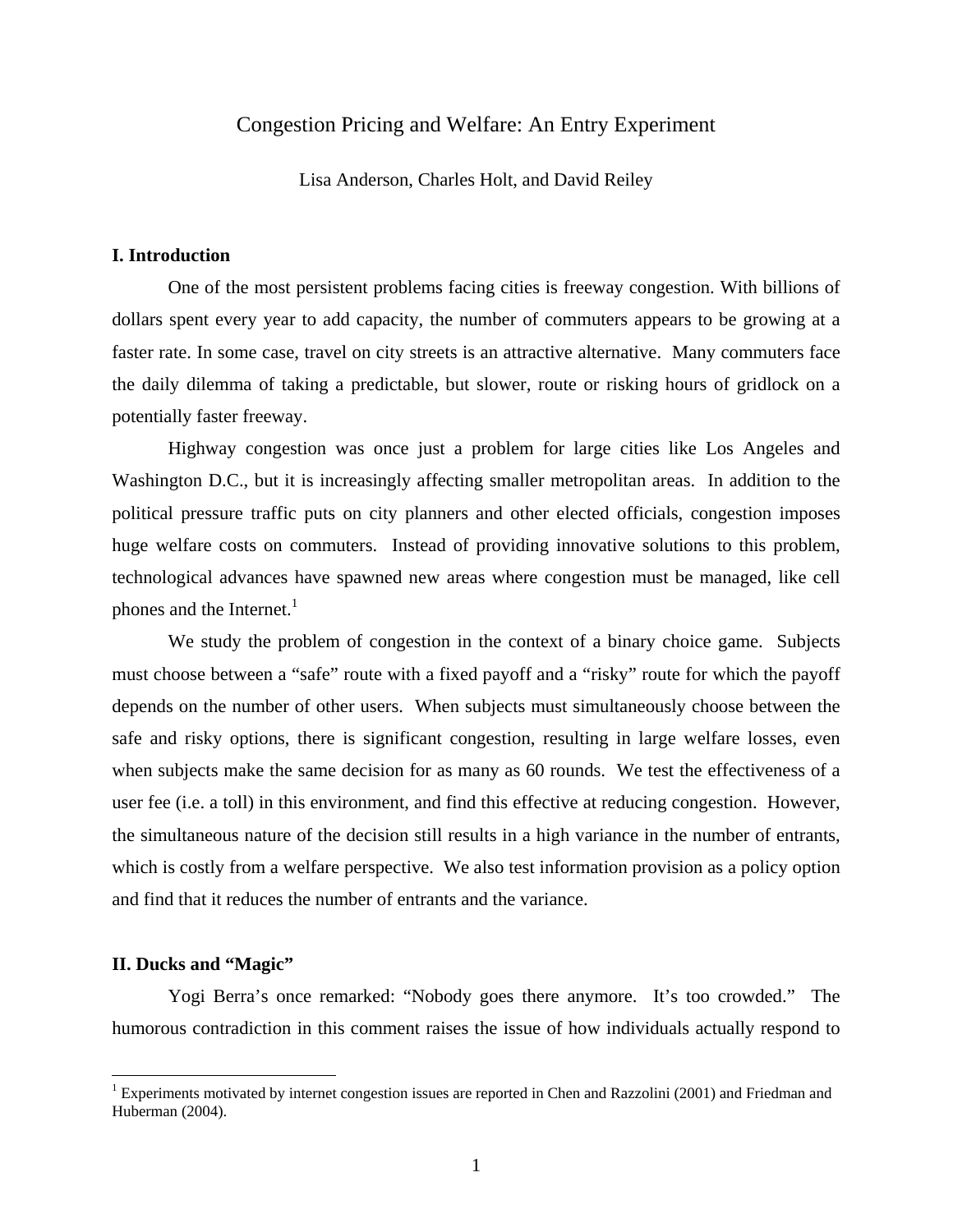# Congestion Pricing and Welfare: An Entry Experiment

Lisa Anderson, Charles Holt, and David Reiley

## I. Introduction

One of the most persistent problems facing cities is freeway congestion. With billions of dollars spent every year to add capacity, the number of commuters appears to be growing at a faster rate. In some case, travel on city streets is an attractive alternative. Many commuters face the daily dilemma of taking a predictable, but slower, route or risking hours of gridlock on a potentially faster freeway.

Highway congestion was once just a problem for large cities like Los Angeles and Washington D.C., but it is increasingly affecting smaller metropolitan areas. In addition to the political pressure traffic puts on city planners and other elected officials, congestion imposes huge welfare costs on commuters. Instead of providing innovative solutions to this problem, technological advances have spawned new areas where congestion must be managed, like cell phones and the Internet.[1]

We study the problem of congestion in the context of a binary choice game. Subjects must choose between a "safe" route with a fixed payoff and a "risky" route for which the payoff depends on the number of other users. When subjects must simultaneously choose between the safe and risky options, there is significant congestion, resulting in large welfare losses, even when subjects make the same decision for as many as 60 rounds. We test the effectiveness of a user fee (i.e. a toll) in this environment, and find this effective at reducing congestion. However, the simultaneous nature of the decision still results in a high variance in the number of entrants, which is costly from a welfare perspective. We also test information provision as a policy option and find that it reduces the number of entrants and the variance.

## II. Ducks and "Magic"

Yogi Berra's once remarked: "Nobody goes there anymore. It's too crowded." The humorous contradiction in this comment raises the issue of how individuals actually respond to

[1] Experiments motivated by internet congestion issues are reported in Chen and Razzolini (2001) and Friedman and Huberman (2004).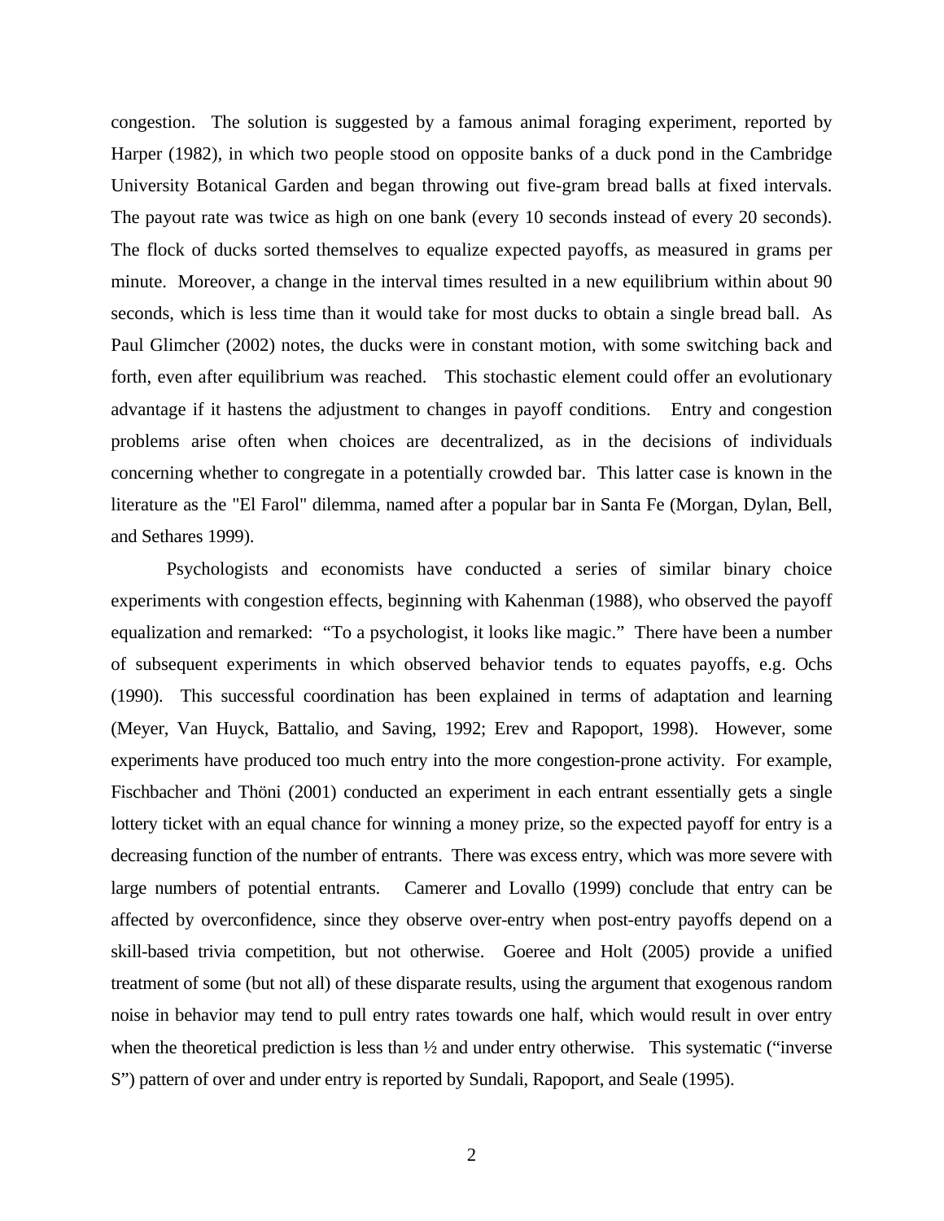congestion. The solution is suggested by a famous animal foraging experiment, reported by Harper (1982), in which two people stood on opposite banks of a duck pond in the Cambridge University Botanical Garden and began throwing out five-gram bread balls at fixed intervals. The payout rate was twice as high on one bank (every 10 seconds instead of every 20 seconds). The flock of ducks sorted themselves to equalize expected payoffs, as measured in grams per minute. Moreover, a change in the interval times resulted in a new equilibrium within about 90 seconds, which is less time than it would take for most ducks to obtain a single bread ball. As Paul Glimcher (2002) notes, the ducks were in constant motion, with some switching back and forth, even after equilibrium was reached. This stochastic element could offer an evolutionary advantage if it hastens the adjustment to changes in payoff conditions. Entry and congestion problems arise often when choices are decentralized, as in the decisions of individuals concerning whether to congregate in a potentially crowded bar. This latter case is known in the literature as the "El Farol" dilemma, named after a popular bar in Santa Fe (Morgan, Dylan, Bell, and Sethares 1999).

Psychologists and economists have conducted a series of similar binary choice experiments with congestion effects, beginning with Kahenman (1988), who observed the payoff equalization and remarked: "To a psychologist, it looks like magic." There have been a number of subsequent experiments in which observed behavior tends to equates payoffs, e.g. Ochs (1990). This successful coordination has been explained in terms of adaptation and learning (Meyer, Van Huyck, Battalio, and Saving, 1992; Erev and Rapoport, 1998). However, some experiments have produced too much entry into the more congestion-prone activity. For example, Fischbacher and Thöni (2001) conducted an experiment in each entrant essentially gets a single lottery ticket with an equal chance for winning a money prize, so the expected payoff for entry is a decreasing function of the number of entrants. There was excess entry, which was more severe with large numbers of potential entrants. Camerer and Lovallo (1999) conclude that entry can be affected by overconfidence, since they observe over-entry when post-entry payoffs depend on a skill-based trivia competition, but not otherwise. Goeree and Holt (2005) provide a unified treatment of some (but not all) of these disparate results, using the argument that exogenous random noise in behavior may tend to pull entry rates towards one half, which would result in over entry when the theoretical prediction is less than ½ and under entry otherwise. This systematic ("inverse S") pattern of over and under entry is reported by Sundali, Rapoport, and Seale (1995).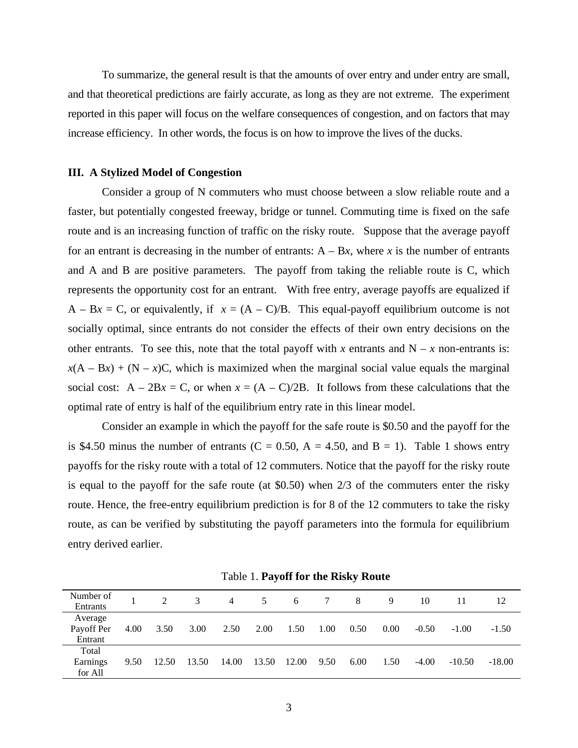To summarize, the general result is that the amounts of over entry and under entry are small, and that theoretical predictions are fairly accurate, as long as they are not extreme. The experiment reported in this paper will focus on the welfare consequences of congestion, and on factors that may increase efficiency. In other words, the focus is on how to improve the lives of the ducks.

## III. A Stylized Model of Congestion

Consider a group of N commuters who must choose between a slow reliable route and a faster, but potentially congested freeway, bridge or tunnel. Commuting time is fixed on the safe route and is an increasing function of traffic on the risky route. Suppose that the average payoff for an entrant is decreasing in the number of entrants: $A - Bx$, where $x$ is the number of entrants and A and B are positive parameters. The payoff from taking the reliable route is C, which represents the opportunity cost for an entrant. With free entry, average payoffs are equalized if $A - Bx = C$, or equivalently, if $x = (A - C)/B$. This equal-payoff equilibrium outcome is not socially optimal, since entrants do not consider the effects of their own entry decisions on the other entrants. To see this, note that the total payoff with $x$ entrants and $N - x$ non-entrants is: $x(A - Bx) + (N - x)C$, which is maximized when the marginal social value equals the marginal social cost: $A - 2Bx = C$, or when $x = (A - C)/2B$. It follows from these calculations that the optimal rate of entry is half of the equilibrium entry rate in this linear model.

Consider an example in which the payoff for the safe route is \$0.50 and the payoff for the is \$4.50 minus the number of entrants ($C = 0.50$, $A = 4.50$, and $B = 1$). Table 1 shows entry payoffs for the risky route with a total of 12 commuters. Notice that the payoff for the risky route is equal to the payoff for the safe route (at \$0.50) when 2/3 of the commuters enter the risky route. Hence, the free-entry equilibrium prediction is for 8 of the 12 commuters to take the risky route, as can be verified by substituting the payoff parameters into the formula for equilibrium entry derived earlier.

Table 1. **Payoff for the Risky Route**

| Number of Entrants | 1 | 2 | 3 | 4 | 5 | 6 | 7 | 8 | 9 | 10 | 11 | 12 |
|---|---|---|---|---|---|---|---|---|---|---|---|---|
| Average Payoff Per Entrant | 4.00 | 3.50 | 3.00 | 2.50 | 2.00 | 1.50 | 1.00 | 0.50 | 0.00 | -0.50 | -1.00 | -1.50 |
| Total Earnings for All | 9.50 | 12.50 | 13.50 | 14.00 | 13.50 | 12.00 | 9.50 | 6.00 | 1.50 | -4.00 | -10.50 | -18.00 |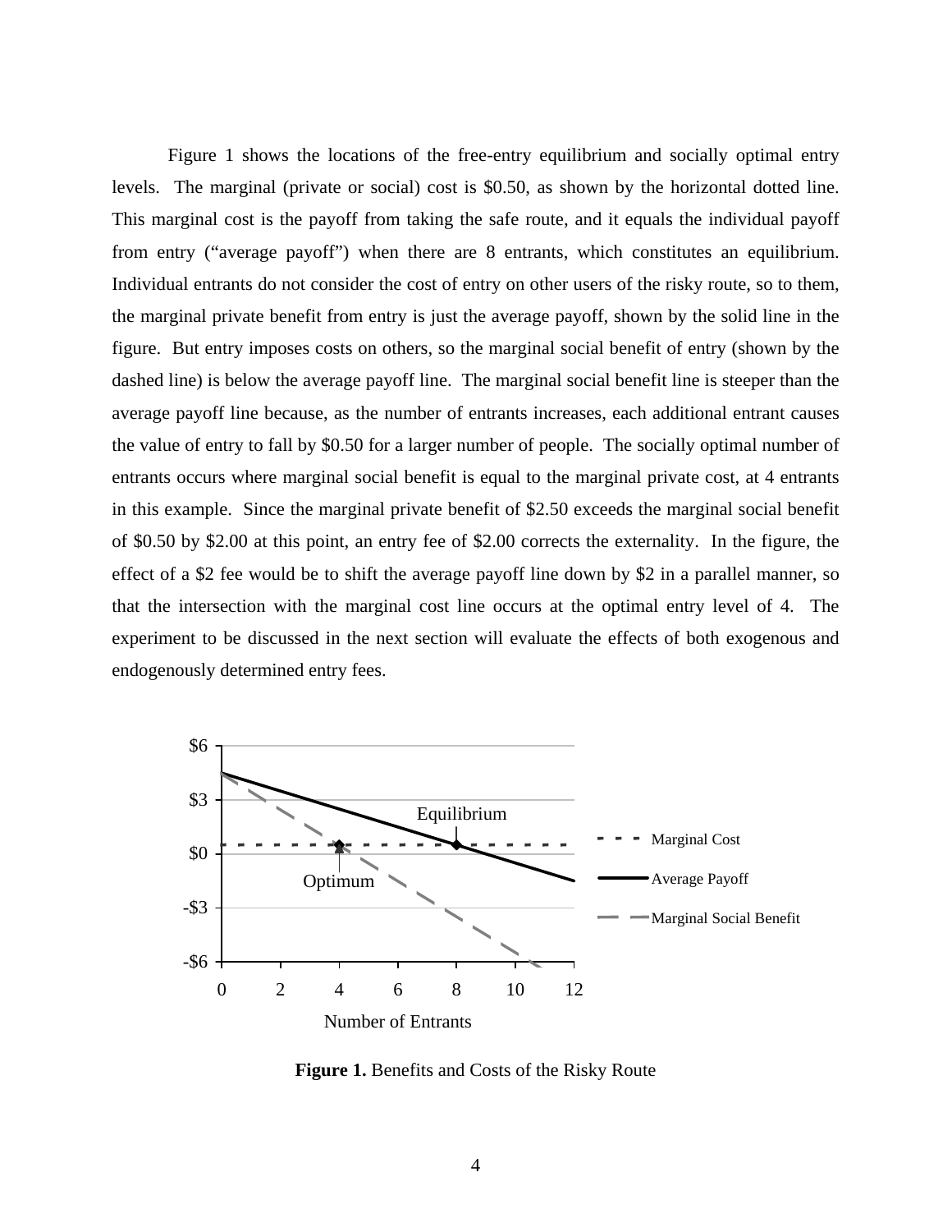Figure 1 shows the locations of the free-entry equilibrium and socially optimal entry levels. The marginal (private or social) cost is \$0.50, as shown by the horizontal dotted line. This marginal cost is the payoff from taking the safe route, and it equals the individual payoff from entry ("average payoff") when there are 8 entrants, which constitutes an equilibrium. Individual entrants do not consider the cost of entry on other users of the risky route, so to them, the marginal private benefit from entry is just the average payoff, shown by the solid line in the figure. But entry imposes costs on others, so the marginal social benefit of entry (shown by the dashed line) is below the average payoff line. The marginal social benefit line is steeper than the average payoff line because, as the number of entrants increases, each additional entrant causes the value of entry to fall by \$0.50 for a larger number of people. The socially optimal number of entrants occurs where marginal social benefit is equal to the marginal private cost, at 4 entrants in this example. Since the marginal private benefit of \$2.50 exceeds the marginal social benefit of \$0.50 by \$2.00 at this point, an entry fee of \$2.00 corrects the externality. In the figure, the effect of a \$2 fee would be to shift the average payoff line down by \$2 in a parallel manner, so that the intersection with the marginal cost line occurs at the optimal entry level of 4. The experiment to be discussed in the next section will evaluate the effects of both exogenous and endogenously determined entry fees.

**Figure 1.** Benefits and Costs of the Risky Route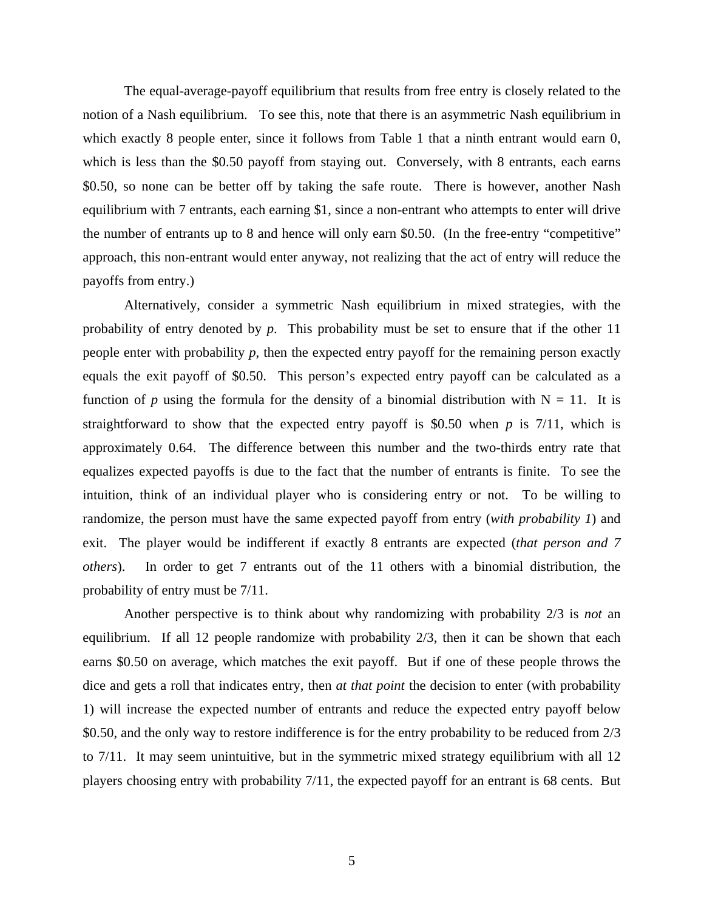The equal-average-payoff equilibrium that results from free entry is closely related to the notion of a Nash equilibrium. To see this, note that there is an asymmetric Nash equilibrium in which exactly 8 people enter, since it follows from Table 1 that a ninth entrant would earn 0, which is less than the \$0.50 payoff from staying out. Conversely, with 8 entrants, each earns \$0.50, so none can be better off by taking the safe route. There is however, another Nash equilibrium with 7 entrants, each earning \$1, since a non-entrant who attempts to enter will drive the number of entrants up to 8 and hence will only earn \$0.50. (In the free-entry "competitive" approach, this non-entrant would enter anyway, not realizing that the act of entry will reduce the payoffs from entry.)

Alternatively, consider a symmetric Nash equilibrium in mixed strategies, with the probability of entry denoted by $p$. This probability must be set to ensure that if the other 11 people enter with probability $p$, then the expected entry payoff for the remaining person exactly equals the exit payoff of \$0.50. This person's expected entry payoff can be calculated as a function of $p$ using the formula for the density of a binomial distribution with $N = 11$. It is straightforward to show that the expected entry payoff is \$0.50 when $p$ is 7/11, which is approximately 0.64. The difference between this number and the two-thirds entry rate that equalizes expected payoffs is due to the fact that the number of entrants is finite. To see the intuition, think of an individual player who is considering entry or not. To be willing to randomize, the person must have the same expected payoff from entry (*with probability 1*) and exit. The player would be indifferent if exactly 8 entrants are expected (*that person and 7 others*). In order to get 7 entrants out of the 11 others with a binomial distribution, the probability of entry must be 7/11.

Another perspective is to think about why randomizing with probability 2/3 is *not* an equilibrium. If all 12 people randomize with probability 2/3, then it can be shown that each earns \$0.50 on average, which matches the exit payoff. But if one of these people throws the dice and gets a roll that indicates entry, then *at that point* the decision to enter (with probability 1) will increase the expected number of entrants and reduce the expected entry payoff below \$0.50, and the only way to restore indifference is for the entry probability to be reduced from 2/3 to 7/11. It may seem unintuitive, but in the symmetric mixed strategy equilibrium with all 12 players choosing entry with probability 7/11, the expected payoff for an entrant is 68 cents. But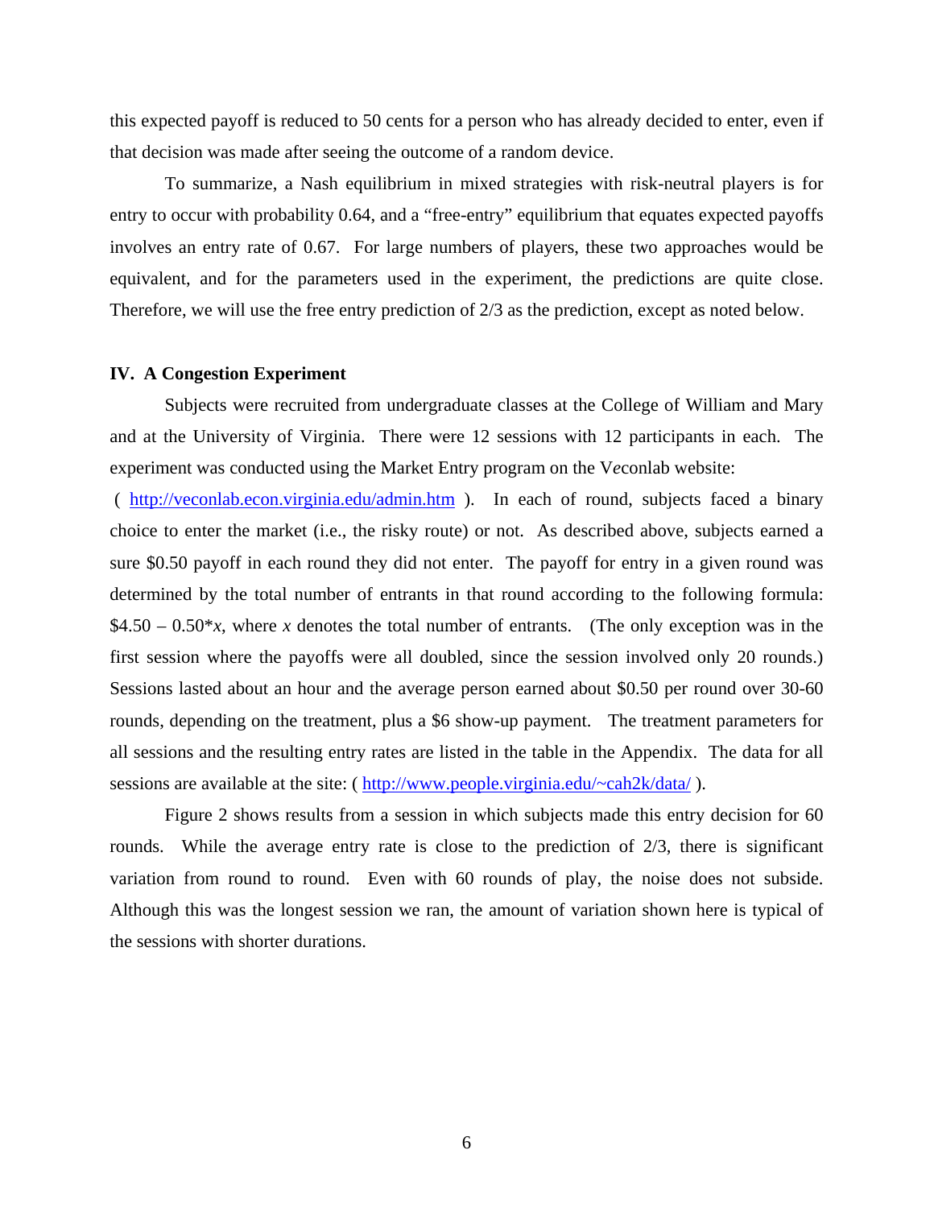this expected payoff is reduced to 50 cents for a person who has already decided to enter, even if that decision was made after seeing the outcome of a random device.

To summarize, a Nash equilibrium in mixed strategies with risk-neutral players is for entry to occur with probability 0.64, and a "free-entry" equilibrium that equates expected payoffs involves an entry rate of 0.67. For large numbers of players, these two approaches would be equivalent, and for the parameters used in the experiment, the predictions are quite close. Therefore, we will use the free entry prediction of 2/3 as the prediction, except as noted below.

## IV. A Congestion Experiment

Subjects were recruited from undergraduate classes at the College of William and Mary and at the University of Virginia. There were 12 sessions with 12 participants in each. The experiment was conducted using the Market Entry program on the V*e*conlab website: ( http://veconlab.econ.virginia.edu/admin.htm ). In each of round, subjects faced a binary choice to enter the market (i.e., the risky route) or not. As described above, subjects earned a sure \$0.50 payoff in each round they did not enter. The payoff for entry in a given round was determined by the total number of entrants in that round according to the following formula: \$4.50 – 0.50*$x$, where $x$ denotes the total number of entrants. (The only exception was in the first session where the payoffs were all doubled, since the session involved only 20 rounds.) Sessions lasted about an hour and the average person earned about \$0.50 per round over 30-60 rounds, depending on the treatment, plus a \$6 show-up payment. The treatment parameters for all sessions and the resulting entry rates are listed in the table in the Appendix. The data for all sessions are available at the site: ( http://www.people.virginia.edu/~cah2k/data/ ).

Figure 2 shows results from a session in which subjects made this entry decision for 60 rounds. While the average entry rate is close to the prediction of 2/3, there is significant variation from round to round. Even with 60 rounds of play, the noise does not subside. Although this was the longest session we ran, the amount of variation shown here is typical of the sessions with shorter durations.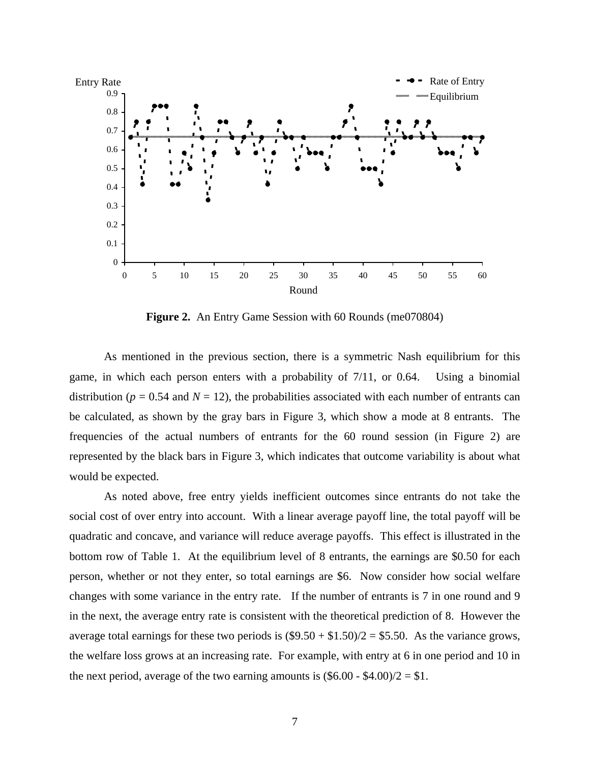**Figure 2.** An Entry Game Session with 60 Rounds (me070804)

As mentioned in the previous section, there is a symmetric Nash equilibrium for this game, in which each person enters with a probability of 7/11, or 0.64. Using a binomial distribution ($p$ = 0.54 and $N$ = 12), the probabilities associated with each number of entrants can be calculated, as shown by the gray bars in Figure 3, which show a mode at 8 entrants. The frequencies of the actual numbers of entrants for the 60 round session (in Figure 2) are represented by the black bars in Figure 3, which indicates that outcome variability is about what would be expected.

As noted above, free entry yields inefficient outcomes since entrants do not take the social cost of over entry into account. With a linear average payoff line, the total payoff will be quadratic and concave, and variance will reduce average payoffs. This effect is illustrated in the bottom row of Table 1. At the equilibrium level of 8 entrants, the earnings are $0.50 for each person, whether or not they enter, so total earnings are $6. Now consider how social welfare changes with some variance in the entry rate. If the number of entrants is 7 in one round and 9 in the next, the average entry rate is consistent with the theoretical prediction of 8. However the average total earnings for these two periods is ($9.50 + $1.50)/2 = $5.50. As the variance grows, the welfare loss grows at an increasing rate. For example, with entry at 6 in one period and 10 in the next period, average of the two earning amounts is ($6.00 - $4.00)/2 = $1.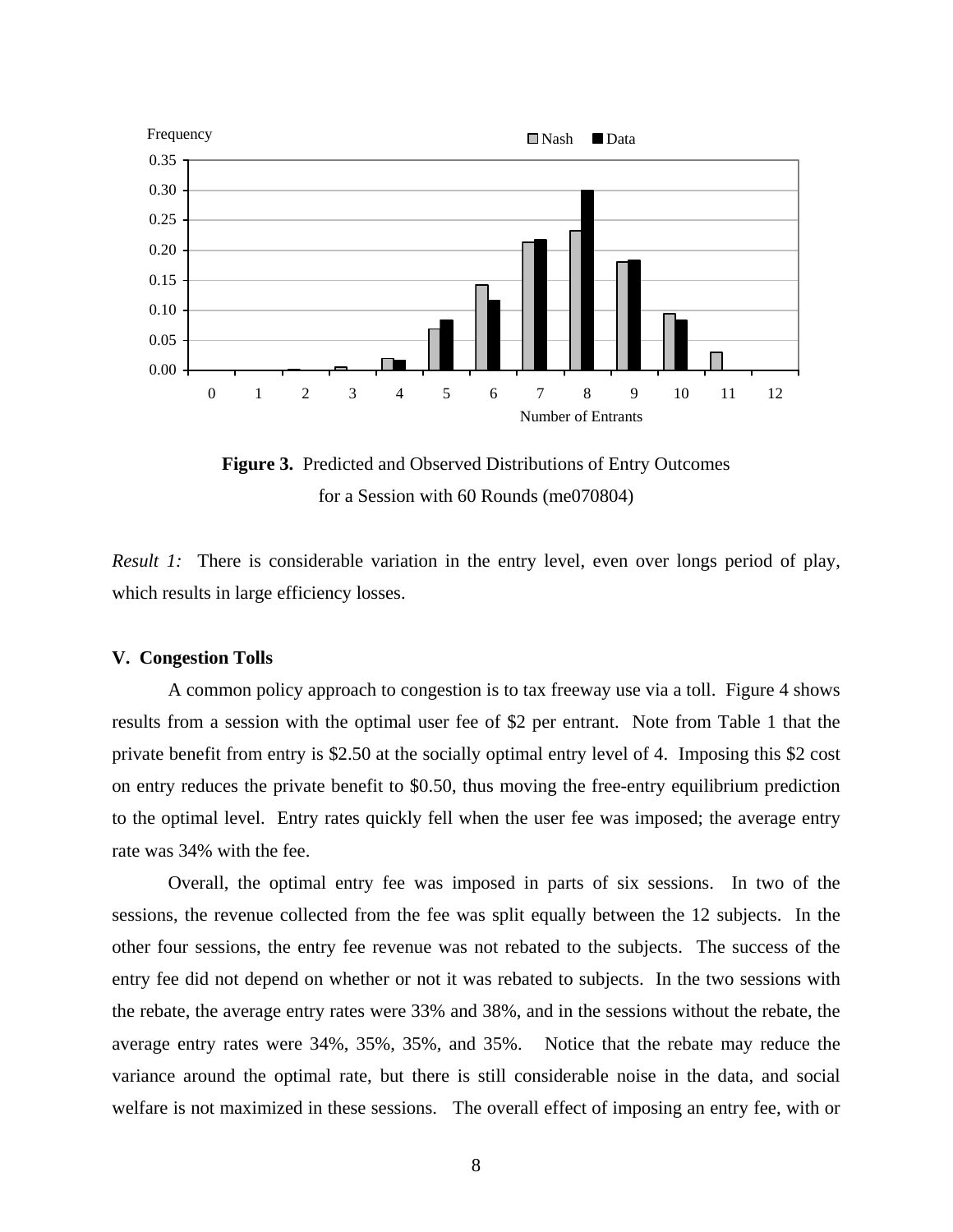**Figure 3.** Predicted and Observed Distributions of Entry Outcomes for a Session with 60 Rounds (me070804)

*Result 1:* There is considerable variation in the entry level, even over longs period of play, which results in large efficiency losses.

## V. Congestion Tolls

A common policy approach to congestion is to tax freeway use via a toll. Figure 4 shows results from a session with the optimal user fee of \$2 per entrant. Note from Table 1 that the private benefit from entry is \$2.50 at the socially optimal entry level of 4. Imposing this \$2 cost on entry reduces the private benefit to \$0.50, thus moving the free-entry equilibrium prediction to the optimal level. Entry rates quickly fell when the user fee was imposed; the average entry rate was 34% with the fee.

Overall, the optimal entry fee was imposed in parts of six sessions. In two of the sessions, the revenue collected from the fee was split equally between the 12 subjects. In the other four sessions, the entry fee revenue was not rebated to the subjects. The success of the entry fee did not depend on whether or not it was rebated to subjects. In the two sessions with the rebate, the average entry rates were 33% and 38%, and in the sessions without the rebate, the average entry rates were 34%, 35%, 35%, and 35%. Notice that the rebate may reduce the variance around the optimal rate, but there is still considerable noise in the data, and social welfare is not maximized in these sessions. The overall effect of imposing an entry fee, with or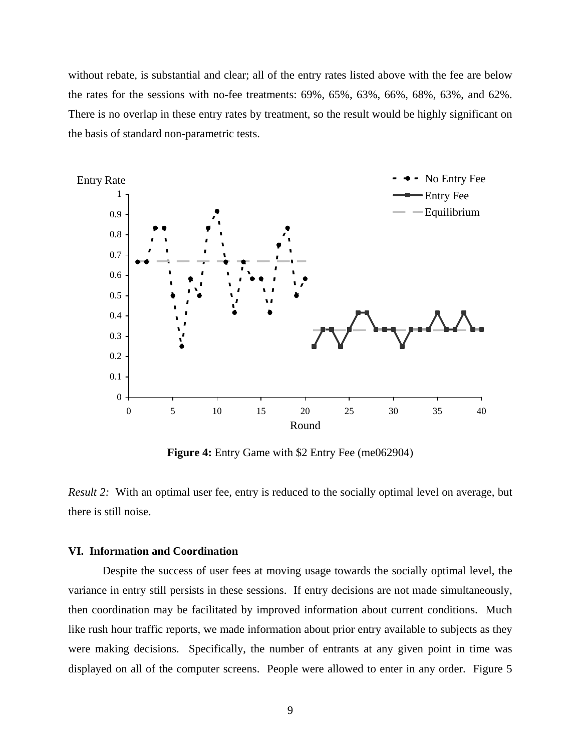without rebate, is substantial and clear; all of the entry rates listed above with the fee are below the rates for the sessions with no-fee treatments: 69%, 65%, 63%, 66%, 68%, 63%, and 62%. There is no overlap in these entry rates by treatment, so the result would be highly significant on the basis of standard non-parametric tests.

**Figure 4:** Entry Game with $2 Entry Fee (me062904)

*Result 2:* With an optimal user fee, entry is reduced to the socially optimal level on average, but there is still noise.

### VI. Information and Coordination

Despite the success of user fees at moving usage towards the socially optimal level, the variance in entry still persists in these sessions. If entry decisions are not made simultaneously, then coordination may be facilitated by improved information about current conditions. Much like rush hour traffic reports, we made information about prior entry available to subjects as they were making decisions. Specifically, the number of entrants at any given point in time was displayed on all of the computer screens. People were allowed to enter in any order. Figure 5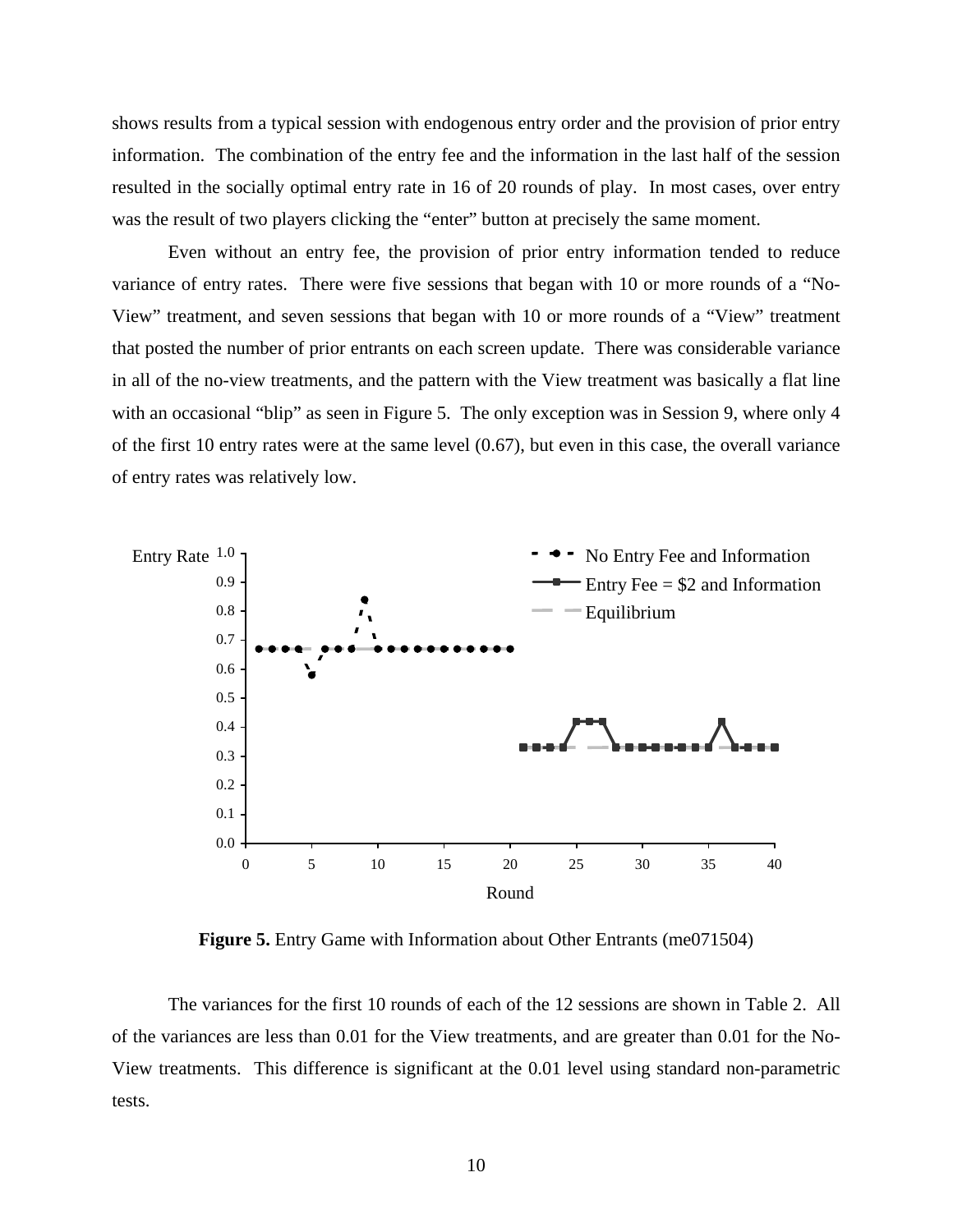shows results from a typical session with endogenous entry order and the provision of prior entry information. The combination of the entry fee and the information in the last half of the session resulted in the socially optimal entry rate in 16 of 20 rounds of play. In most cases, over entry was the result of two players clicking the "enter" button at precisely the same moment.

Even without an entry fee, the provision of prior entry information tended to reduce variance of entry rates. There were five sessions that began with 10 or more rounds of a "No-View" treatment, and seven sessions that began with 10 or more rounds of a "View" treatment that posted the number of prior entrants on each screen update. There was considerable variance in all of the no-view treatments, and the pattern with the View treatment was basically a flat line with an occasional "blip" as seen in Figure 5. The only exception was in Session 9, where only 4 of the first 10 entry rates were at the same level (0.67), but even in this case, the overall variance of entry rates was relatively low.

**Figure 5.** Entry Game with Information about Other Entrants (me071504)

The variances for the first 10 rounds of each of the 12 sessions are shown in Table 2. All of the variances are less than 0.01 for the View treatments, and are greater than 0.01 for the No-View treatments. This difference is significant at the 0.01 level using standard non-parametric tests.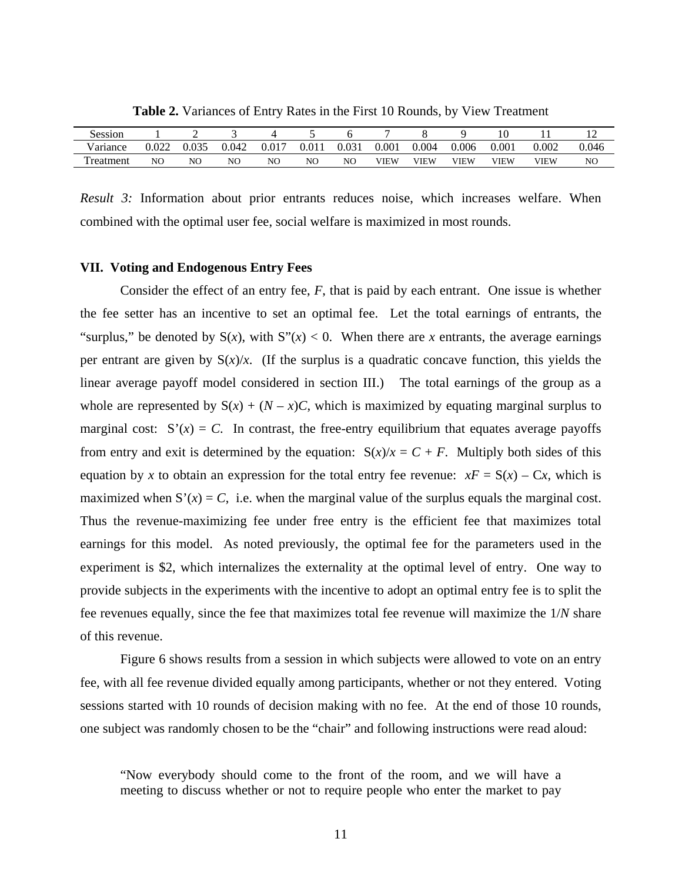**Table 2.** Variances of Entry Rates in the First 10 Rounds, by View Treatment

| Session | 1 | 2 | 3 | 4 | 5 | 6 | 7 | 8 | 9 | 10 | 11 | 12 |
|---|---|---|---|---|---|---|---|---|---|---|---|---|
| Variance | 0.022 | 0.035 | 0.042 | 0.017 | 0.011 | 0.031 | 0.001 | 0.004 | 0.006 | 0.001 | 0.002 | 0.046 |
| Treatment | NO | NO | NO | NO | NO | NO | VIEW | VIEW | VIEW | VIEW | VIEW | NO |

*Result 3:* Information about prior entrants reduces noise, which increases welfare. When combined with the optimal user fee, social welfare is maximized in most rounds.

### VII. Voting and Endogenous Entry Fees

Consider the effect of an entry fee, $F$, that is paid by each entrant. One issue is whether the fee setter has an incentive to set an optimal fee. Let the total earnings of entrants, the "surplus," be denoted by $S(x)$, with $S''(x) < 0$. When there are $x$ entrants, the average earnings per entrant are given by $S(x)/x$. (If the surplus is a quadratic concave function, this yields the linear average payoff model considered in section III.) The total earnings of the group as a whole are represented by $S(x) + (N - x)C$, which is maximized by equating marginal surplus to marginal cost: $S'(x) = C$. In contrast, the free-entry equilibrium that equates average payoffs from entry and exit is determined by the equation: $S(x)/x = C + F$. Multiply both sides of this equation by $x$ to obtain an expression for the total entry fee revenue: $xF = S(x) - Cx$, which is maximized when $S'(x) = C$, i.e. when the marginal value of the surplus equals the marginal cost. Thus the revenue-maximizing fee under free entry is the efficient fee that maximizes total earnings for this model. As noted previously, the optimal fee for the parameters used in the experiment is \$2, which internalizes the externality at the optimal level of entry. One way to provide subjects in the experiments with the incentive to adopt an optimal entry fee is to split the fee revenues equally, since the fee that maximizes total fee revenue will maximize the $1/N$ share of this revenue.

Figure 6 shows results from a session in which subjects were allowed to vote on an entry fee, with all fee revenue divided equally among participants, whether or not they entered. Voting sessions started with 10 rounds of decision making with no fee. At the end of those 10 rounds, one subject was randomly chosen to be the "chair" and following instructions were read aloud:

> "Now everybody should come to the front of the room, and we will have a meeting to discuss whether or not to require people who enter the market to pay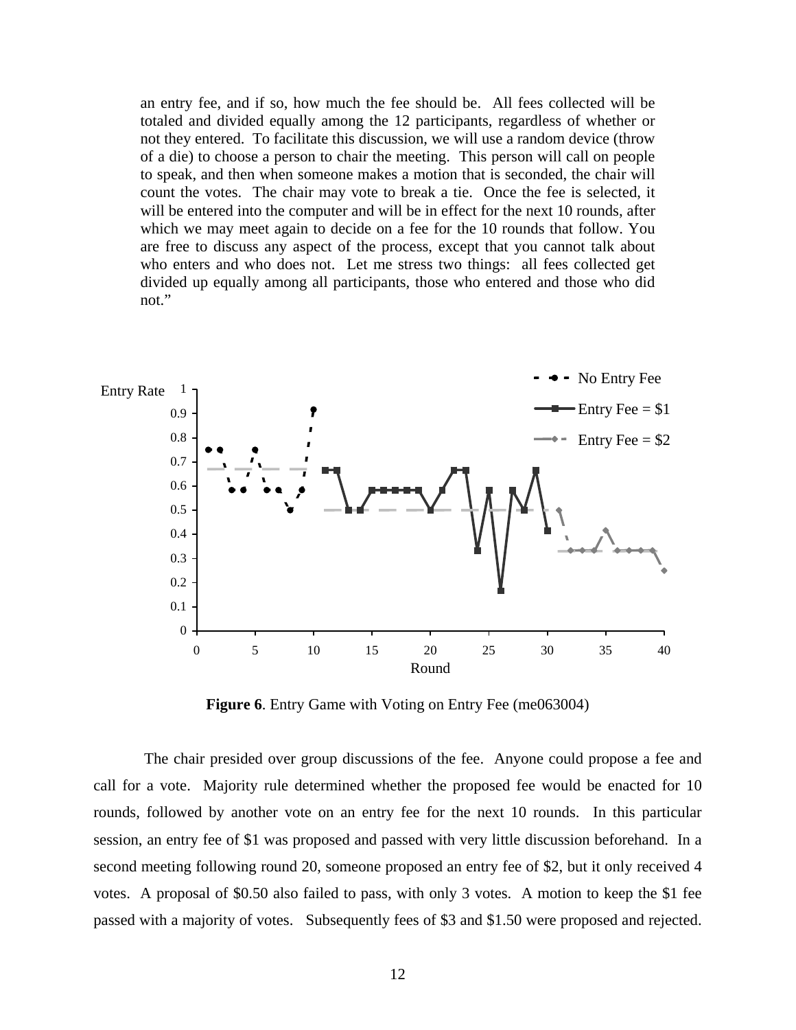an entry fee, and if so, how much the fee should be. All fees collected will be totaled and divided equally among the 12 participants, regardless of whether or not they entered. To facilitate this discussion, we will use a random device (throw of a die) to choose a person to chair the meeting. This person will call on people to speak, and then when someone makes a motion that is seconded, the chair will count the votes. The chair may vote to break a tie. Once the fee is selected, it will be entered into the computer and will be in effect for the next 10 rounds, after which we may meet again to decide on a fee for the 10 rounds that follow. You are free to discuss any aspect of the process, except that you cannot talk about who enters and who does not. Let me stress two things: all fees collected get divided up equally among all participants, those who entered and those who did not."

**Figure 6**. Entry Game with Voting on Entry Fee (me063004)

The chair presided over group discussions of the fee. Anyone could propose a fee and call for a vote. Majority rule determined whether the proposed fee would be enacted for 10 rounds, followed by another vote on an entry fee for the next 10 rounds. In this particular session, an entry fee of $1 was proposed and passed with very little discussion beforehand. In a second meeting following round 20, someone proposed an entry fee of $2, but it only received 4 votes. A proposal of $0.50 also failed to pass, with only 3 votes. A motion to keep the $1 fee passed with a majority of votes. Subsequently fees of $3 and $1.50 were proposed and rejected.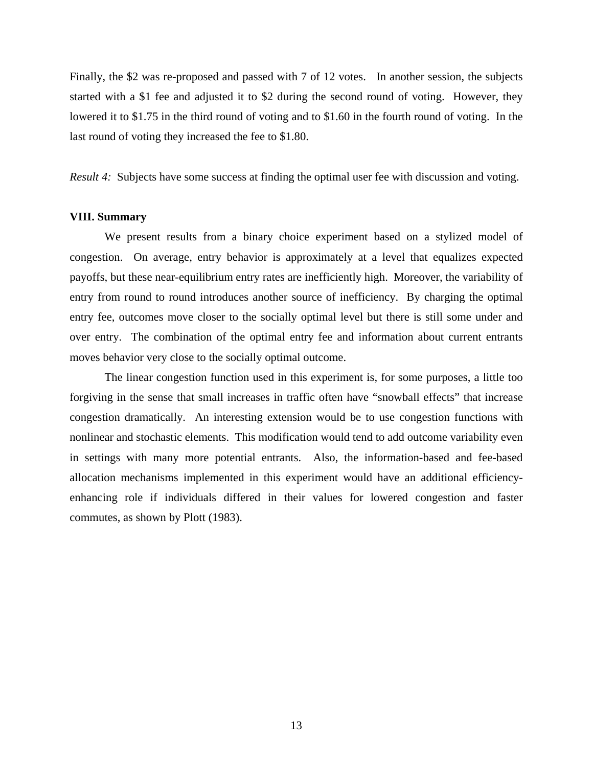Finally, the $2 was re-proposed and passed with 7 of 12 votes. In another session, the subjects started with a $1 fee and adjusted it to $2 during the second round of voting. However, they lowered it to $1.75 in the third round of voting and to $1.60 in the fourth round of voting. In the last round of voting they increased the fee to $1.80.

*Result 4:* Subjects have some success at finding the optimal user fee with discussion and voting.

## VIII. Summary

We present results from a binary choice experiment based on a stylized model of congestion. On average, entry behavior is approximately at a level that equalizes expected payoffs, but these near-equilibrium entry rates are inefficiently high. Moreover, the variability of entry from round to round introduces another source of inefficiency. By charging the optimal entry fee, outcomes move closer to the socially optimal level but there is still some under and over entry. The combination of the optimal entry fee and information about current entrants moves behavior very close to the socially optimal outcome.

The linear congestion function used in this experiment is, for some purposes, a little too forgiving in the sense that small increases in traffic often have "snowball effects" that increase congestion dramatically. An interesting extension would be to use congestion functions with nonlinear and stochastic elements. This modification would tend to add outcome variability even in settings with many more potential entrants. Also, the information-based and fee-based allocation mechanisms implemented in this experiment would have an additional efficiency-enhancing role if individuals differed in their values for lowered congestion and faster commutes, as shown by Plott (1983).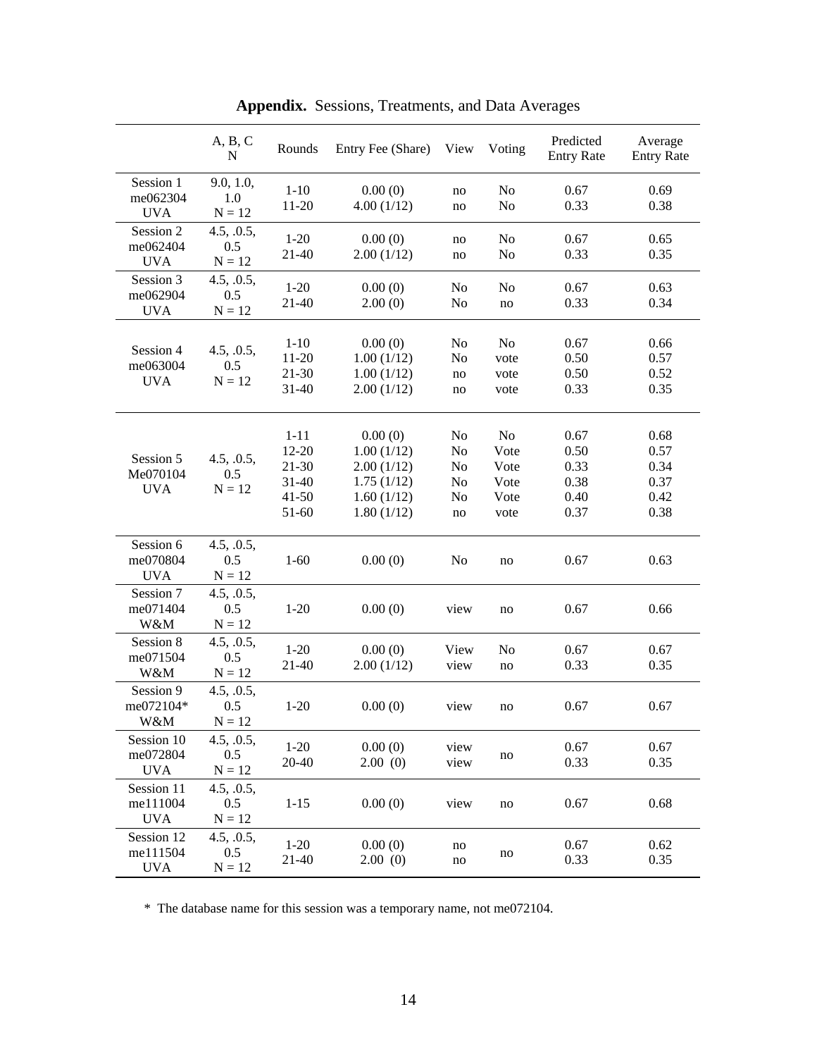**Appendix.** Sessions, Treatments, and Data Averages

| | A, B, C<br>N | Rounds | Entry Fee (Share) | View | Voting | Predicted Entry Rate | Average Entry Rate |
|---|---|---|---|---|---|---|---|
| Session 1<br>me062304<br>UVA | 9.0, 1.0, 1.0<br>N = 12 | 1-10<br>11-20 | 0.00 (0)<br>4.00 (1/12) | no<br>no | No<br>No | 0.67<br>0.33 | 0.69<br>0.38 |
| Session 2<br>me062404<br>UVA | 4.5, .0.5, 0.5<br>N = 12 | 1-20<br>21-40 | 0.00 (0)<br>2.00 (1/12) | no<br>no | No<br>No | 0.67<br>0.33 | 0.65<br>0.35 |
| Session 3<br>me062904<br>UVA | 4.5, .0.5, 0.5<br>N = 12 | 1-20<br>21-40 | 0.00 (0)<br>2.00 (0) | No<br>No | No<br>no | 0.67<br>0.33 | 0.63<br>0.34 |
| Session 4<br>me063004<br>UVA | 4.5, .0.5, 0.5<br>N = 12 | 1-10<br>11-20<br>21-30<br>31-40 | 0.00 (0)<br>1.00 (1/12)<br>1.00 (1/12)<br>2.00 (1/12) | No<br>No<br>no<br>no | No<br>vote<br>vote<br>vote | 0.67<br>0.50<br>0.50<br>0.33 | 0.66<br>0.57<br>0.52<br>0.35 |
| Session 5<br>Me070104<br>UVA | 4.5, .0.5, 0.5<br>N = 12 | 1-11<br>12-20<br>21-30<br>31-40<br>41-50<br>51-60 | 0.00 (0)<br>1.00 (1/12)<br>2.00 (1/12)<br>1.75 (1/12)<br>1.60 (1/12)<br>1.80 (1/12) | No<br>No<br>No<br>No<br>No<br>no | No<br>Vote<br>Vote<br>Vote<br>Vote<br>vote | 0.67<br>0.50<br>0.33<br>0.38<br>0.40<br>0.37 | 0.68<br>0.57<br>0.34<br>0.37<br>0.42<br>0.38 |
| Session 6<br>me070804<br>UVA | 4.5, .0.5, 0.5<br>N = 12 | 1-60 | 0.00 (0) | No | no | 0.67 | 0.63 |
| Session 7<br>me071404<br>W&M | 4.5, .0.5, 0.5<br>N = 12 | 1-20 | 0.00 (0) | view | no | 0.67 | 0.66 |
| Session 8<br>me071504<br>W&M | 4.5, .0.5, 0.5<br>N = 12 | 1-20<br>21-40 | 0.00 (0)<br>2.00 (1/12) | View<br>view | No<br>no | 0.67<br>0.33 | 0.67<br>0.35 |
| Session 9<br>me072104*<br>W&M | 4.5, .0.5, 0.5<br>N = 12 | 1-20 | 0.00 (0) | view | no | 0.67 | 0.67 |
| Session 10<br>me072804<br>UVA | 4.5, .0.5, 0.5<br>N = 12 | 1-20<br>20-40 | 0.00 (0)<br>2.00 (0) | view<br>view | no | 0.67<br>0.33 | 0.67<br>0.35 |
| Session 11<br>me111004<br>UVA | 4.5, .0.5, 0.5<br>N = 12 | 1-15 | 0.00 (0) | view | no | 0.67 | 0.68 |
| Session 12<br>me111504<br>UVA | 4.5, .0.5, 0.5<br>N = 12 | 1-20<br>21-40 | 0.00 (0)<br>2.00 (0) | no<br>no | no | 0.67<br>0.33 | 0.62<br>0.35 |

\* The database name for this session was a temporary name, not me072104.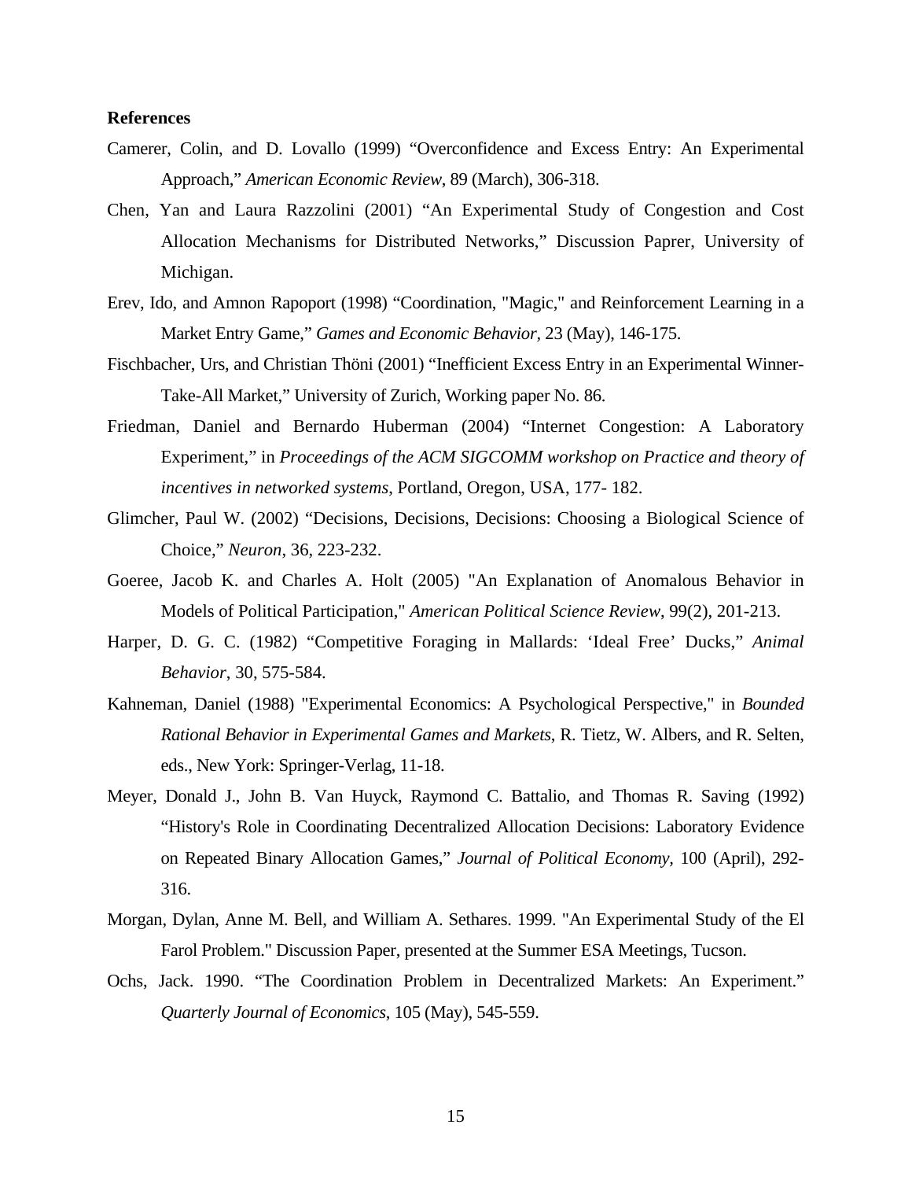**References**

Camerer, Colin, and D. Lovallo (1999) “Overconfidence and Excess Entry: An Experimental Approach,” *American Economic Review*, 89 (March), 306-318.

Chen, Yan and Laura Razzolini (2001) “An Experimental Study of Congestion and Cost Allocation Mechanisms for Distributed Networks,” Discussion Paprer, University of Michigan.

Erev, Ido, and Amnon Rapoport (1998) “Coordination, "Magic," and Reinforcement Learning in a Market Entry Game,” *Games and Economic Behavior*, 23 (May), 146-175.

Fischbacher, Urs, and Christian Thöni (2001) “Inefficient Excess Entry in an Experimental Winner-Take-All Market,” University of Zurich, Working paper No. 86.

Friedman, Daniel and Bernardo Huberman (2004) “Internet Congestion: A Laboratory Experiment,” in *Proceedings of the ACM SIGCOMM workshop on Practice and theory of incentives in networked systems*, Portland, Oregon, USA, 177- 182.

Glimcher, Paul W. (2002) “Decisions, Decisions, Decisions: Choosing a Biological Science of Choice,” *Neuron*, 36, 223-232.

Goeree, Jacob K. and Charles A. Holt (2005) "An Explanation of Anomalous Behavior in Models of Political Participation," *American Political Science Review*, 99(2), 201-213.

Harper, D. G. C. (1982) “Competitive Foraging in Mallards: ‘Ideal Free’ Ducks,” *Animal Behavior*, 30, 575-584.

Kahneman, Daniel (1988) "Experimental Economics: A Psychological Perspective," in *Bounded Rational Behavior in Experimental Games and Markets*, R. Tietz, W. Albers, and R. Selten, eds., New York: Springer-Verlag, 11-18.

Meyer, Donald J., John B. Van Huyck, Raymond C. Battalio, and Thomas R. Saving (1992) “History's Role in Coordinating Decentralized Allocation Decisions: Laboratory Evidence on Repeated Binary Allocation Games,” *Journal of Political Economy*, 100 (April), 292-316.

Morgan, Dylan, Anne M. Bell, and William A. Sethares. 1999. "An Experimental Study of the El Farol Problem." Discussion Paper, presented at the Summer ESA Meetings, Tucson.

Ochs, Jack. 1990. “The Coordination Problem in Decentralized Markets: An Experiment.” *Quarterly Journal of Economics*, 105 (May), 545-559.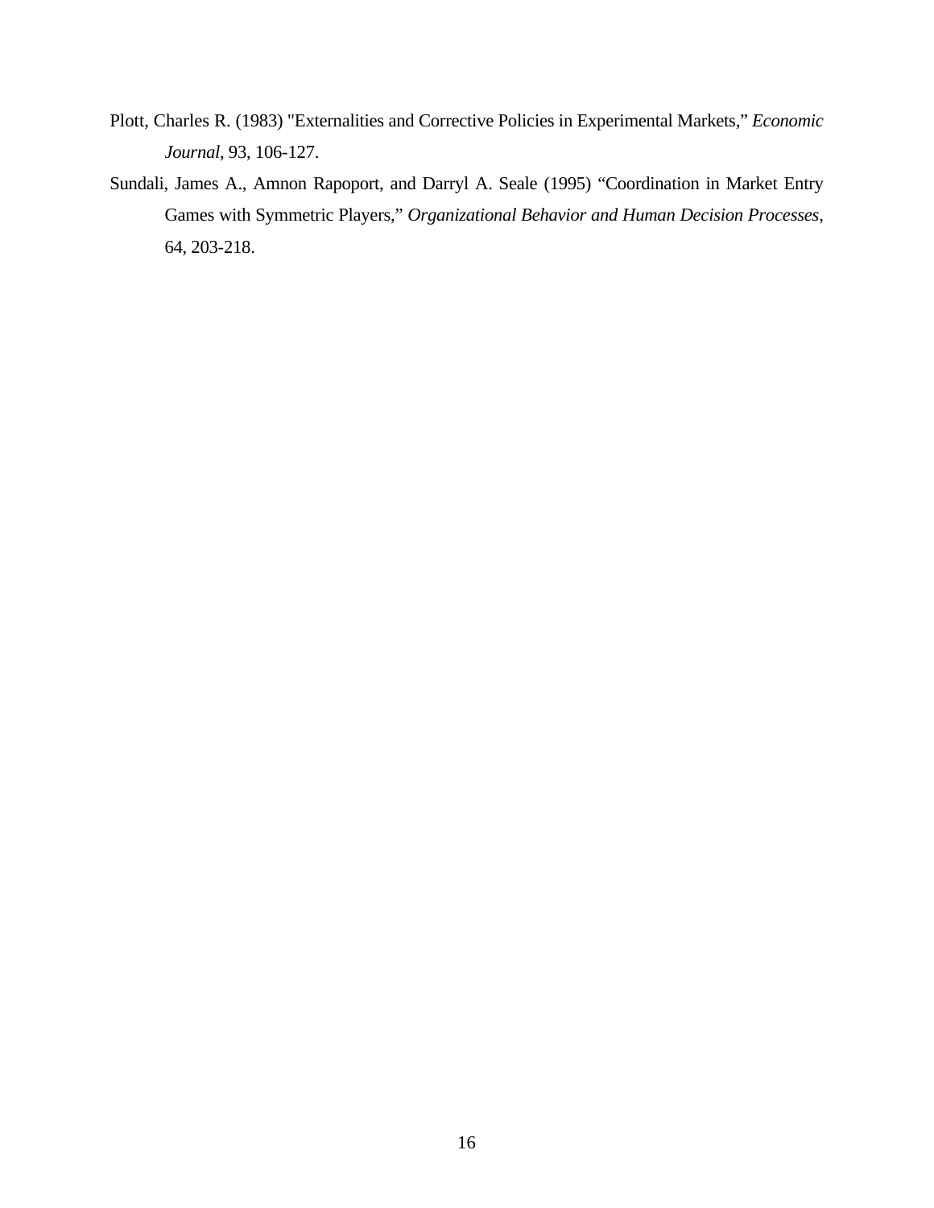Plott, Charles R. (1983) "Externalities and Corrective Policies in Experimental Markets," *Economic Journal*, 93, 106-127.

Sundali, James A., Amnon Rapoport, and Darryl A. Seale (1995) "Coordination in Market Entry Games with Symmetric Players," *Organizational Behavior and Human Decision Processes*, 64, 203-218.